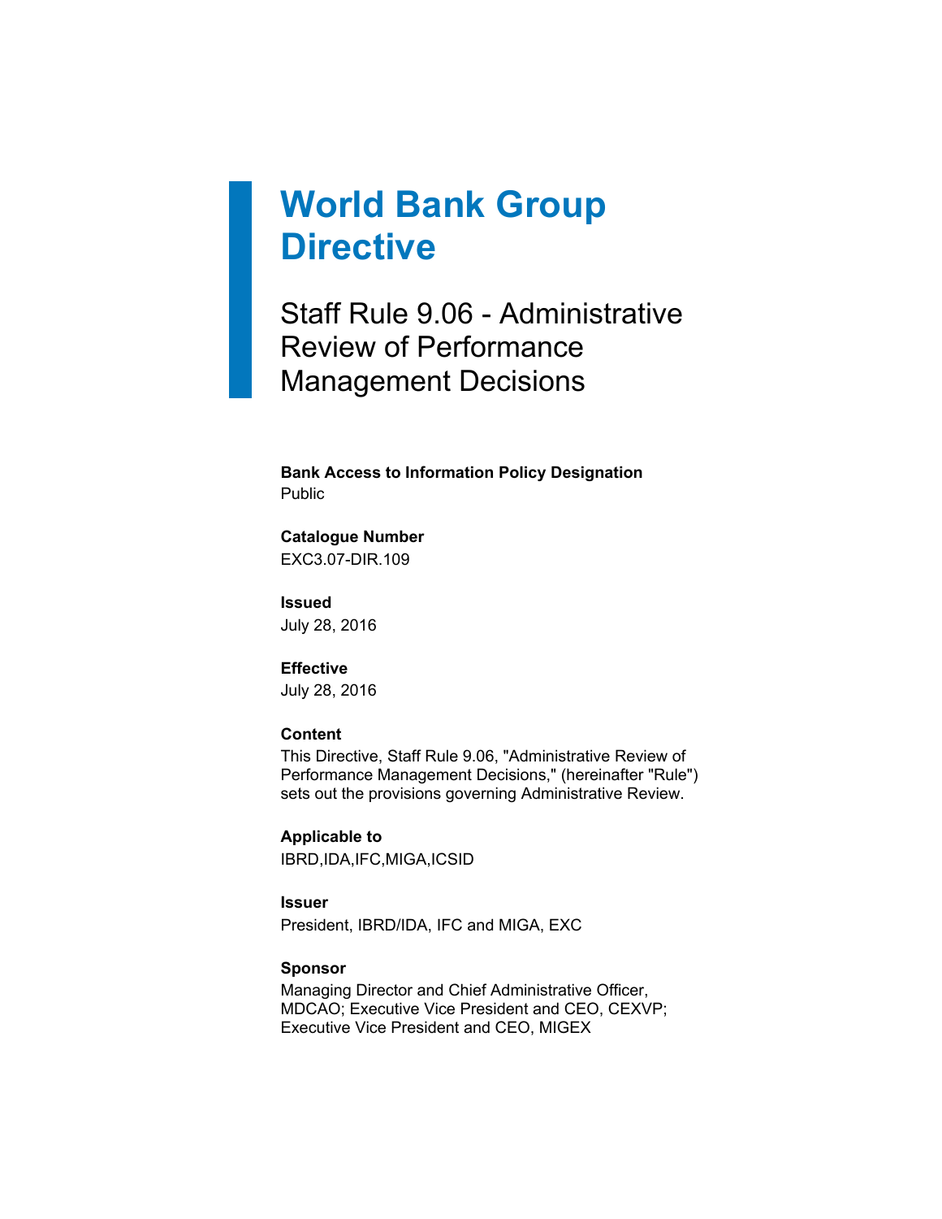# World Bank Group Directive

## Staff Rule 9.06 - Administrative Review of Performance Management Decisions

**Bank Access to Information Policy Designation**
Public

**Catalogue Number**
EXC3.07-DIR.109

**Issued**
July 28, 2016

**Effective**
July 28, 2016

**Content**
This Directive, Staff Rule 9.06, "Administrative Review of Performance Management Decisions," (hereinafter "Rule") sets out the provisions governing Administrative Review.

**Applicable to**
IBRD,IDA,IFC,MIGA,ICSID

**Issuer**
President, IBRD/IDA, IFC and MIGA, EXC

**Sponsor**
Managing Director and Chief Administrative Officer, MDCAO; Executive Vice President and CEO, CEXVP; Executive Vice President and CEO, MIGEX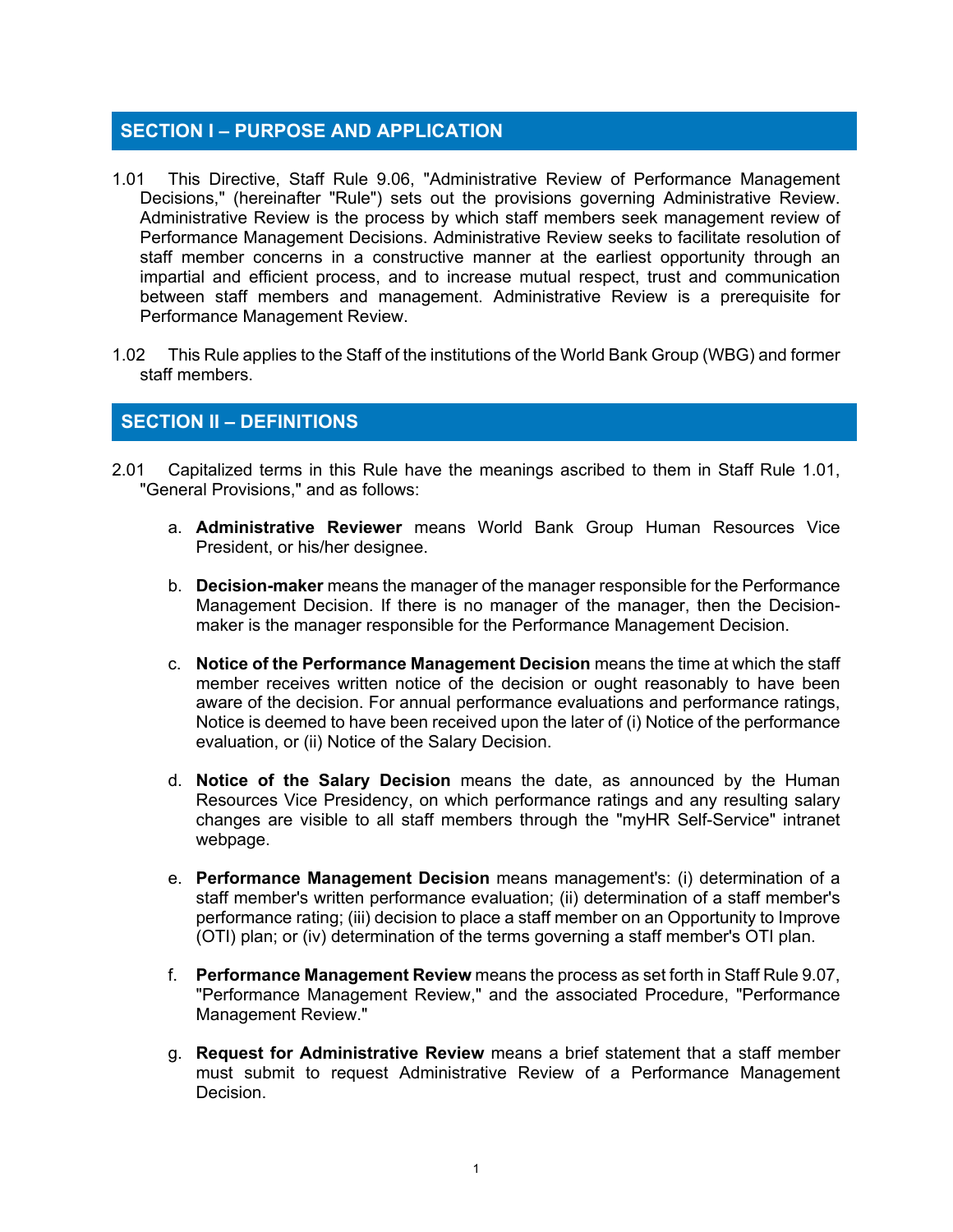## SECTION I – PURPOSE AND APPLICATION

1.01 This Directive, Staff Rule 9.06, "Administrative Review of Performance Management Decisions," (hereinafter "Rule") sets out the provisions governing Administrative Review. Administrative Review is the process by which staff members seek management review of Performance Management Decisions. Administrative Review seeks to facilitate resolution of staff member concerns in a constructive manner at the earliest opportunity through an impartial and efficient process, and to increase mutual respect, trust and communication between staff members and management. Administrative Review is a prerequisite for Performance Management Review.

1.02 This Rule applies to the Staff of the institutions of the World Bank Group (WBG) and former staff members.

## SECTION II – DEFINITIONS

2.01 Capitalized terms in this Rule have the meanings ascribed to them in Staff Rule 1.01, "General Provisions," and as follows:

a. **Administrative Reviewer** means World Bank Group Human Resources Vice President, or his/her designee.

b. **Decision-maker** means the manager of the manager responsible for the Performance Management Decision. If there is no manager of the manager, then the Decision-maker is the manager responsible for the Performance Management Decision.

c. **Notice of the Performance Management Decision** means the time at which the staff member receives written notice of the decision or ought reasonably to have been aware of the decision. For annual performance evaluations and performance ratings, Notice is deemed to have been received upon the later of (i) Notice of the performance evaluation, or (ii) Notice of the Salary Decision.

d. **Notice of the Salary Decision** means the date, as announced by the Human Resources Vice Presidency, on which performance ratings and any resulting salary changes are visible to all staff members through the "myHR Self-Service" intranet webpage.

e. **Performance Management Decision** means management's: (i) determination of a staff member's written performance evaluation; (ii) determination of a staff member's performance rating; (iii) decision to place a staff member on an Opportunity to Improve (OTI) plan; or (iv) determination of the terms governing a staff member's OTI plan.

f. **Performance Management Review** means the process as set forth in Staff Rule 9.07, "Performance Management Review," and the associated Procedure, "Performance Management Review."

g. **Request for Administrative Review** means a brief statement that a staff member must submit to request Administrative Review of a Performance Management Decision.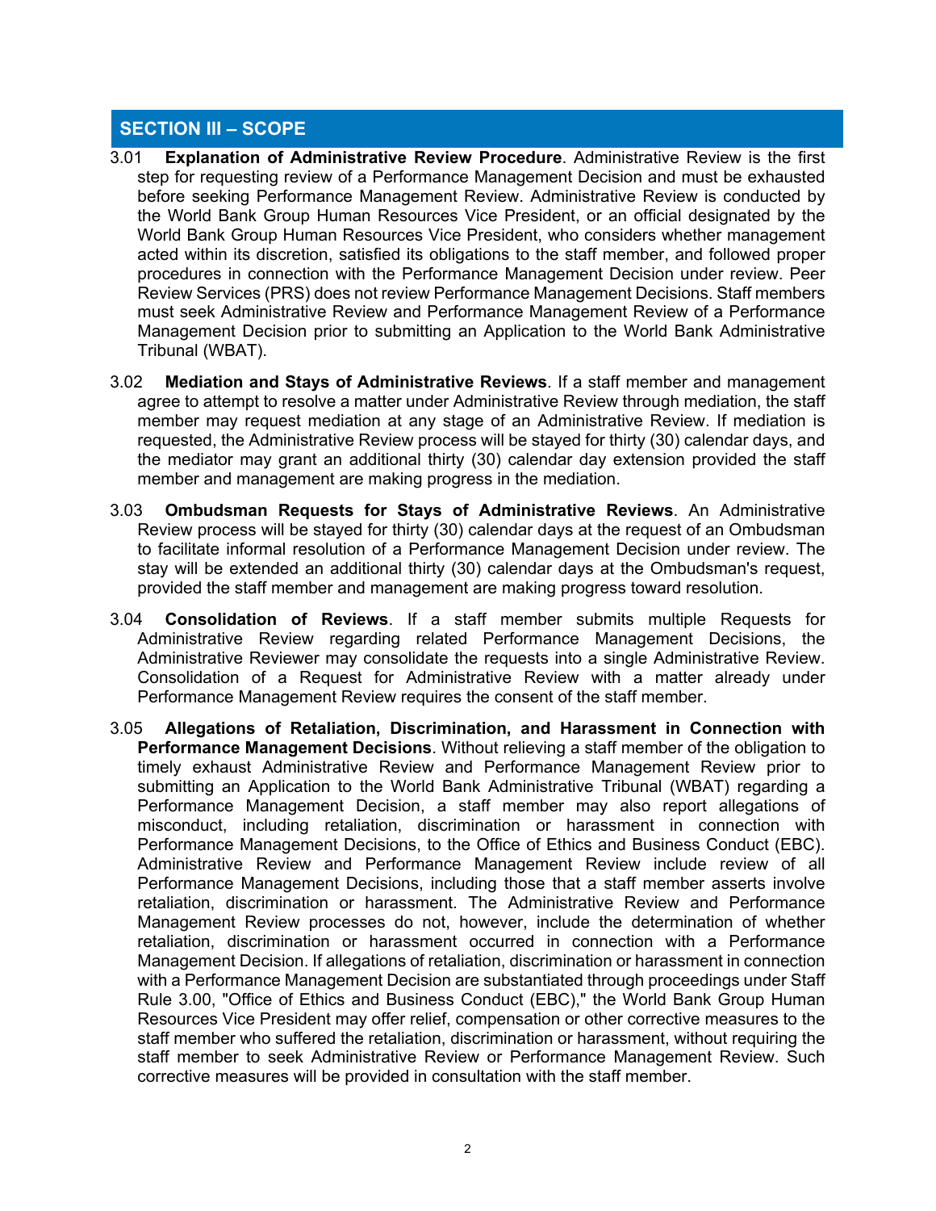## SECTION III – SCOPE

3.01 **Explanation of Administrative Review Procedure**. Administrative Review is the first step for requesting review of a Performance Management Decision and must be exhausted before seeking Performance Management Review. Administrative Review is conducted by the World Bank Group Human Resources Vice President, or an official designated by the World Bank Group Human Resources Vice President, who considers whether management acted within its discretion, satisfied its obligations to the staff member, and followed proper procedures in connection with the Performance Management Decision under review. Peer Review Services (PRS) does not review Performance Management Decisions. Staff members must seek Administrative Review and Performance Management Review of a Performance Management Decision prior to submitting an Application to the World Bank Administrative Tribunal (WBAT).

3.02 **Mediation and Stays of Administrative Reviews**. If a staff member and management agree to attempt to resolve a matter under Administrative Review through mediation, the staff member may request mediation at any stage of an Administrative Review. If mediation is requested, the Administrative Review process will be stayed for thirty (30) calendar days, and the mediator may grant an additional thirty (30) calendar day extension provided the staff member and management are making progress in the mediation.

3.03 **Ombudsman Requests for Stays of Administrative Reviews**. An Administrative Review process will be stayed for thirty (30) calendar days at the request of an Ombudsman to facilitate informal resolution of a Performance Management Decision under review. The stay will be extended an additional thirty (30) calendar days at the Ombudsman's request, provided the staff member and management are making progress toward resolution.

3.04 **Consolidation of Reviews**. If a staff member submits multiple Requests for Administrative Review regarding related Performance Management Decisions, the Administrative Reviewer may consolidate the requests into a single Administrative Review. Consolidation of a Request for Administrative Review with a matter already under Performance Management Review requires the consent of the staff member.

3.05 **Allegations of Retaliation, Discrimination, and Harassment in Connection with Performance Management Decisions**. Without relieving a staff member of the obligation to timely exhaust Administrative Review and Performance Management Review prior to submitting an Application to the World Bank Administrative Tribunal (WBAT) regarding a Performance Management Decision, a staff member may also report allegations of misconduct, including retaliation, discrimination or harassment in connection with Performance Management Decisions, to the Office of Ethics and Business Conduct (EBC). Administrative Review and Performance Management Review include review of all Performance Management Decisions, including those that a staff member asserts involve retaliation, discrimination or harassment. The Administrative Review and Performance Management Review processes do not, however, include the determination of whether retaliation, discrimination or harassment occurred in connection with a Performance Management Decision. If allegations of retaliation, discrimination or harassment in connection with a Performance Management Decision are substantiated through proceedings under Staff Rule 3.00, "Office of Ethics and Business Conduct (EBC)," the World Bank Group Human Resources Vice President may offer relief, compensation or other corrective measures to the staff member who suffered the retaliation, discrimination or harassment, without requiring the staff member to seek Administrative Review or Performance Management Review. Such corrective measures will be provided in consultation with the staff member.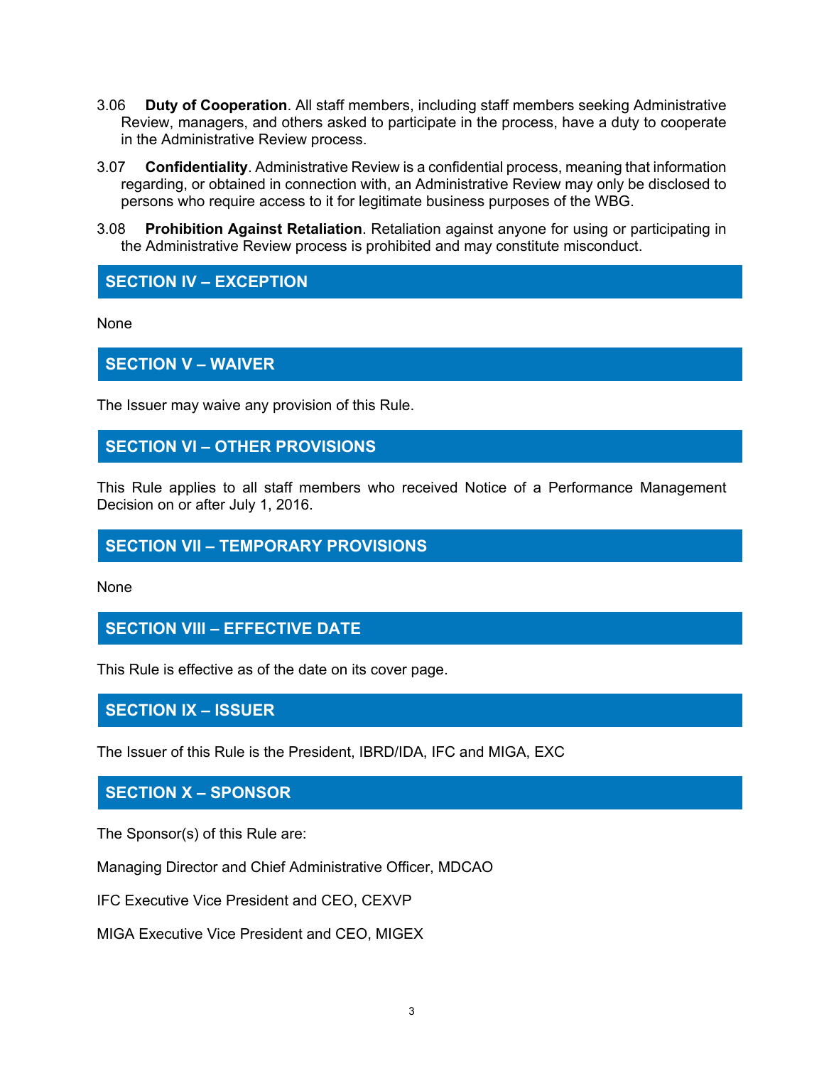3.06 **Duty of Cooperation**. All staff members, including staff members seeking Administrative Review, managers, and others asked to participate in the process, have a duty to cooperate in the Administrative Review process.

3.07 **Confidentiality**. Administrative Review is a confidential process, meaning that information regarding, or obtained in connection with, an Administrative Review may only be disclosed to persons who require access to it for legitimate business purposes of the WBG.

3.08 **Prohibition Against Retaliation**. Retaliation against anyone for using or participating in the Administrative Review process is prohibited and may constitute misconduct.

## SECTION IV – EXCEPTION

None

## SECTION V – WAIVER

The Issuer may waive any provision of this Rule.

## SECTION VI – OTHER PROVISIONS

This Rule applies to all staff members who received Notice of a Performance Management Decision on or after July 1, 2016.

## SECTION VII – TEMPORARY PROVISIONS

None

## SECTION VIII – EFFECTIVE DATE

This Rule is effective as of the date on its cover page.

## SECTION IX – ISSUER

The Issuer of this Rule is the President, IBRD/IDA, IFC and MIGA, EXC

## SECTION X – SPONSOR

The Sponsor(s) of this Rule are:

Managing Director and Chief Administrative Officer, MDCAO

IFC Executive Vice President and CEO, CEXVP

MIGA Executive Vice President and CEO, MIGEX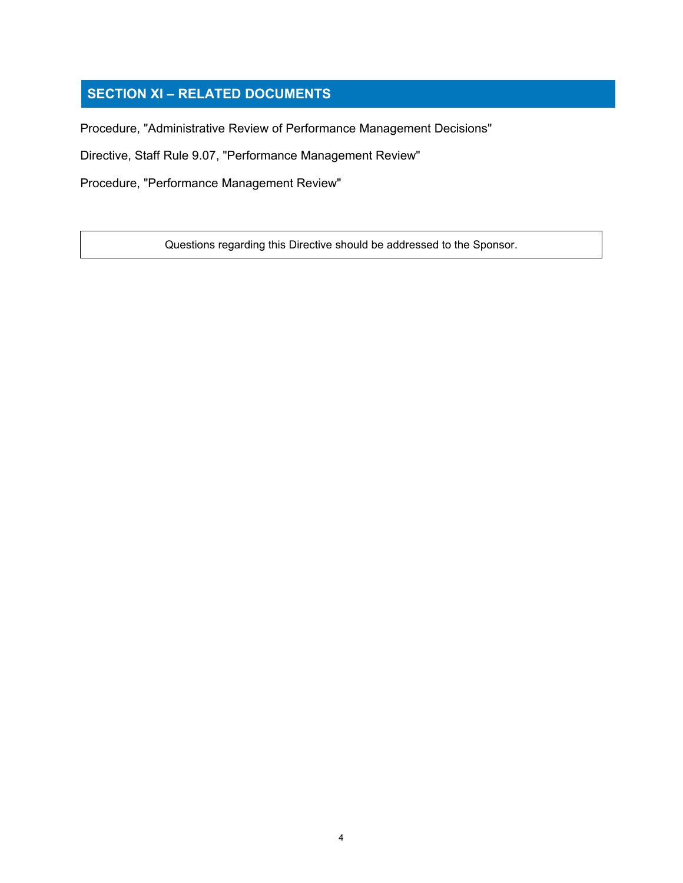## SECTION XI – RELATED DOCUMENTS

Procedure, "Administrative Review of Performance Management Decisions"

Directive, Staff Rule 9.07, "Performance Management Review"

Procedure, "Performance Management Review"

| |
|---|
| Questions regarding this Directive should be addressed to the Sponsor. |